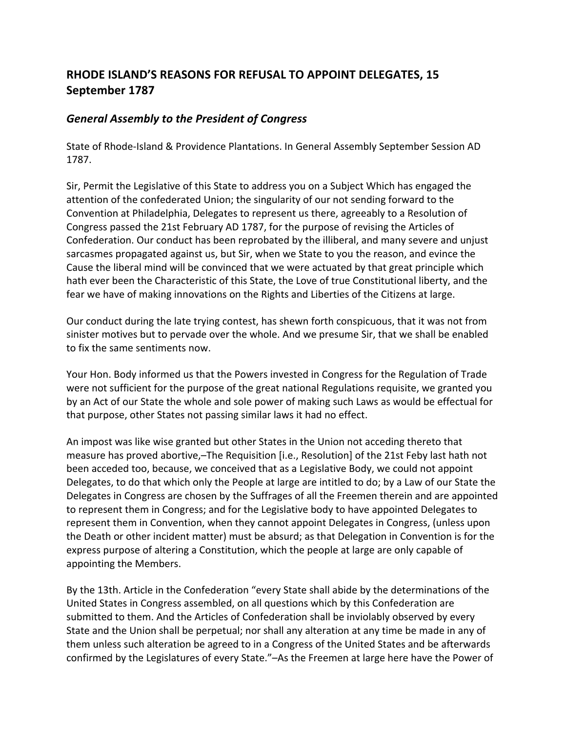## RHODE ISLAND'S REASONS FOR REFUSAL TO APPOINT DELEGATES, 15 September 1787

### *General Assembly to the President of Congress*

State of Rhode-Island & Providence Plantations. In General Assembly September Session AD 1787.

Sir, Permit the Legislative of this State to address you on a Subject Which has engaged the attention of the confederated Union; the singularity of our not sending forward to the Convention at Philadelphia, Delegates to represent us there, agreeably to a Resolution of Congress passed the 21st February AD 1787, for the purpose of revising the Articles of Confederation. Our conduct has been reprobated by the illiberal, and many severe and unjust sarcasmes propagated against us, but Sir, when we State to you the reason, and evince the Cause the liberal mind will be convinced that we were actuated by that great principle which hath ever been the Characteristic of this State, the Love of true Constitutional liberty, and the fear we have of making innovations on the Rights and Liberties of the Citizens at large.

Our conduct during the late trying contest, has shewn forth conspicuous, that it was not from sinister motives but to pervade over the whole. And we presume Sir, that we shall be enabled to fix the same sentiments now.

Your Hon. Body informed us that the Powers invested in Congress for the Regulation of Trade were not sufficient for the purpose of the great national Regulations requisite, we granted you by an Act of our State the whole and sole power of making such Laws as would be effectual for that purpose, other States not passing similar laws it had no effect.

An impost was like wise granted but other States in the Union not acceding thereto that measure has proved abortive,–The Requisition [i.e., Resolution] of the 21st Feby last hath not been acceded too, because, we conceived that as a Legislative Body, we could not appoint Delegates, to do that which only the People at large are intitled to do; by a Law of our State the Delegates in Congress are chosen by the Suffrages of all the Freemen therein and are appointed to represent them in Congress; and for the Legislative body to have appointed Delegates to represent them in Convention, when they cannot appoint Delegates in Congress, (unless upon the Death or other incident matter) must be absurd; as that Delegation in Convention is for the express purpose of altering a Constitution, which the people at large are only capable of appointing the Members.

By the 13th. Article in the Confederation "every State shall abide by the determinations of the United States in Congress assembled, on all questions which by this Confederation are submitted to them. And the Articles of Confederation shall be inviolably observed by every State and the Union shall be perpetual; nor shall any alteration at any time be made in any of them unless such alteration be agreed to in a Congress of the United States and be afterwards confirmed by the Legislatures of every State."–As the Freemen at large here have the Power of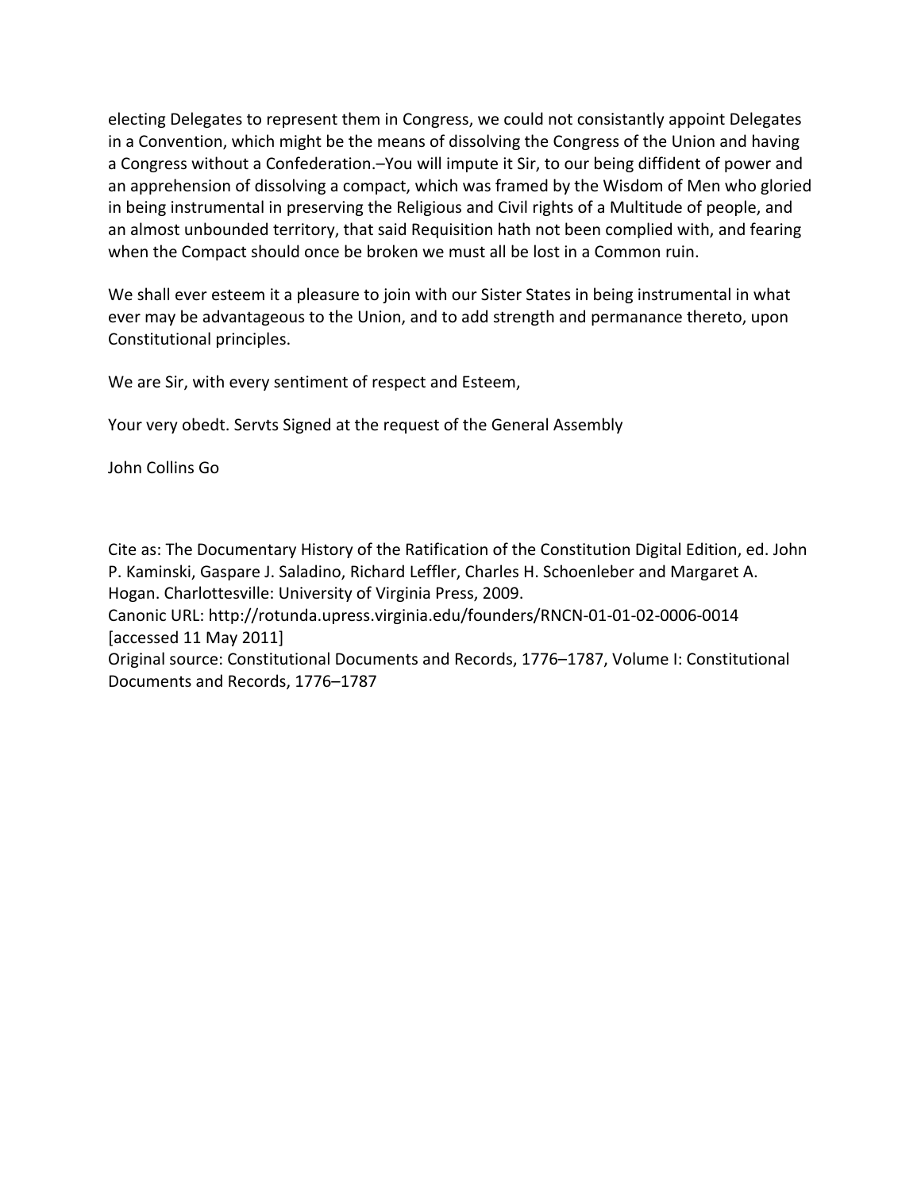electing Delegates to represent them in Congress, we could not consistantly appoint Delegates in a Convention, which might be the means of dissolving the Congress of the Union and having a Congress without a Confederation.–You will impute it Sir, to our being diffident of power and an apprehension of dissolving a compact, which was framed by the Wisdom of Men who gloried in being instrumental in preserving the Religious and Civil rights of a Multitude of people, and an almost unbounded territory, that said Requisition hath not been complied with, and fearing when the Compact should once be broken we must all be lost in a Common ruin.

We shall ever esteem it a pleasure to join with our Sister States in being instrumental in what ever may be advantageous to the Union, and to add strength and permanance thereto, upon Constitutional principles.

We are Sir, with every sentiment of respect and Esteem,

Your very obedt. Servts Signed at the request of the General Assembly

John Collins Go

Cite as: The Documentary History of the Ratification of the Constitution Digital Edition, ed. John P. Kaminski, Gaspare J. Saladino, Richard Leffler, Charles H. Schoenleber and Margaret A. Hogan. Charlottesville: University of Virginia Press, 2009.
Canonic URL: http://rotunda.upress.virginia.edu/founders/RNCN-01-01-02-0006-0014 [accessed 11 May 2011]
Original source: Constitutional Documents and Records, 1776–1787, Volume I: Constitutional Documents and Records, 1776–1787